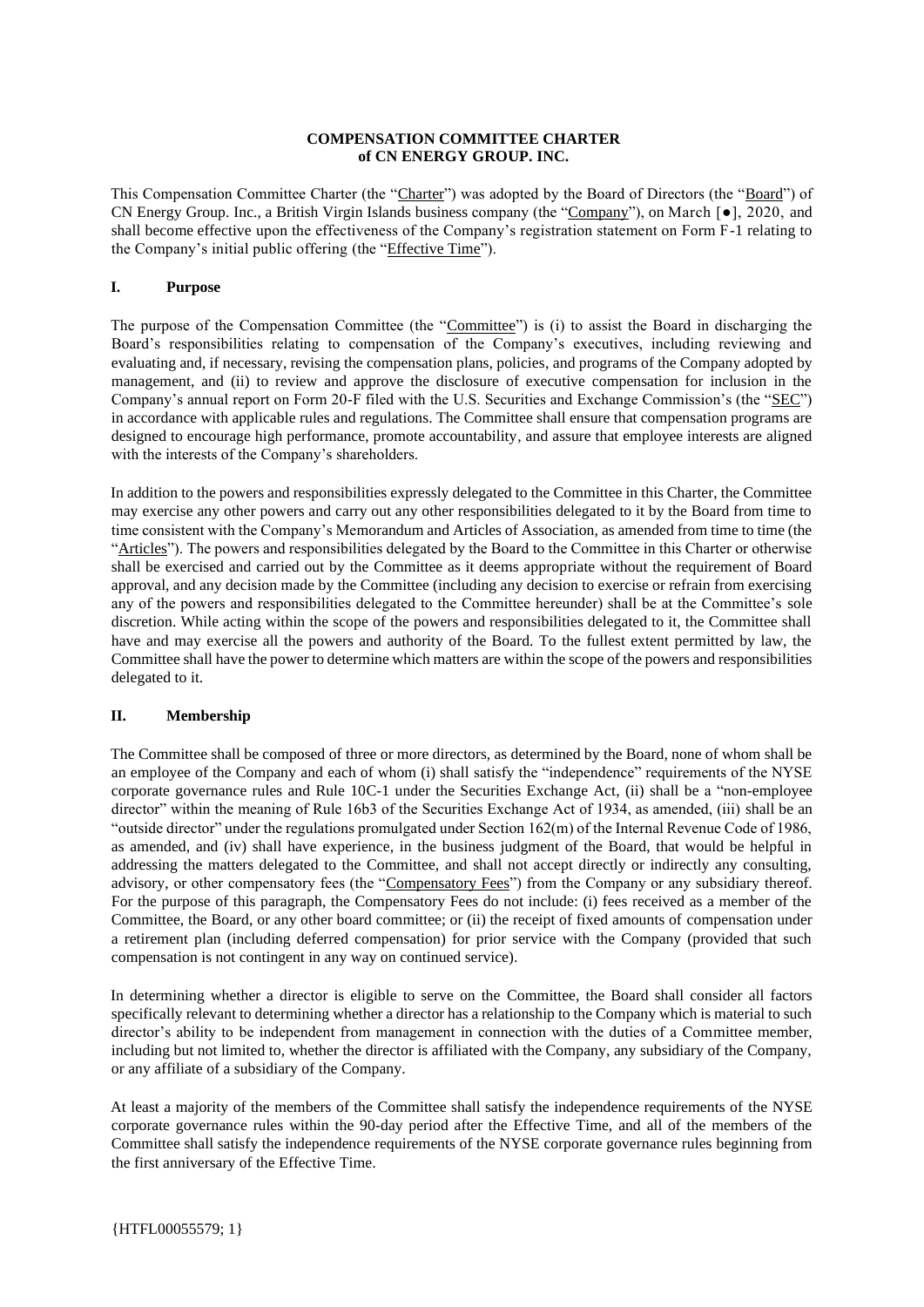**COMPENSATION COMMITTEE CHARTER**
**of CN ENERGY GROUP. INC.**

This Compensation Committee Charter (the "Charter") was adopted by the Board of Directors (the "Board") of CN Energy Group. Inc., a British Virgin Islands business company (the "Company"), on March [●], 2020, and shall become effective upon the effectiveness of the Company's registration statement on Form F-1 relating to the Company's initial public offering (the "Effective Time").

## I. Purpose

The purpose of the Compensation Committee (the "Committee") is (i) to assist the Board in discharging the Board's responsibilities relating to compensation of the Company's executives, including reviewing and evaluating and, if necessary, revising the compensation plans, policies, and programs of the Company adopted by management, and (ii) to review and approve the disclosure of executive compensation for inclusion in the Company's annual report on Form 20-F filed with the U.S. Securities and Exchange Commission's (the "SEC") in accordance with applicable rules and regulations. The Committee shall ensure that compensation programs are designed to encourage high performance, promote accountability, and assure that employee interests are aligned with the interests of the Company's shareholders.

In addition to the powers and responsibilities expressly delegated to the Committee in this Charter, the Committee may exercise any other powers and carry out any other responsibilities delegated to it by the Board from time to time consistent with the Company's Memorandum and Articles of Association, as amended from time to time (the "Articles"). The powers and responsibilities delegated by the Board to the Committee in this Charter or otherwise shall be exercised and carried out by the Committee as it deems appropriate without the requirement of Board approval, and any decision made by the Committee (including any decision to exercise or refrain from exercising any of the powers and responsibilities delegated to the Committee hereunder) shall be at the Committee's sole discretion. While acting within the scope of the powers and responsibilities delegated to it, the Committee shall have and may exercise all the powers and authority of the Board. To the fullest extent permitted by law, the Committee shall have the power to determine which matters are within the scope of the powers and responsibilities delegated to it.

## II. Membership

The Committee shall be composed of three or more directors, as determined by the Board, none of whom shall be an employee of the Company and each of whom (i) shall satisfy the "independence" requirements of the NYSE corporate governance rules and Rule 10C-1 under the Securities Exchange Act, (ii) shall be a "non-employee director" within the meaning of Rule 16b3 of the Securities Exchange Act of 1934, as amended, (iii) shall be an "outside director" under the regulations promulgated under Section 162(m) of the Internal Revenue Code of 1986, as amended, and (iv) shall have experience, in the business judgment of the Board, that would be helpful in addressing the matters delegated to the Committee, and shall not accept directly or indirectly any consulting, advisory, or other compensatory fees (the "Compensatory Fees") from the Company or any subsidiary thereof. For the purpose of this paragraph, the Compensatory Fees do not include: (i) fees received as a member of the Committee, the Board, or any other board committee; or (ii) the receipt of fixed amounts of compensation under a retirement plan (including deferred compensation) for prior service with the Company (provided that such compensation is not contingent in any way on continued service).

In determining whether a director is eligible to serve on the Committee, the Board shall consider all factors specifically relevant to determining whether a director has a relationship to the Company which is material to such director's ability to be independent from management in connection with the duties of a Committee member, including but not limited to, whether the director is affiliated with the Company, any subsidiary of the Company, or any affiliate of a subsidiary of the Company.

At least a majority of the members of the Committee shall satisfy the independence requirements of the NYSE corporate governance rules within the 90-day period after the Effective Time, and all of the members of the Committee shall satisfy the independence requirements of the NYSE corporate governance rules beginning from the first anniversary of the Effective Time.

{HTFL00055579; 1}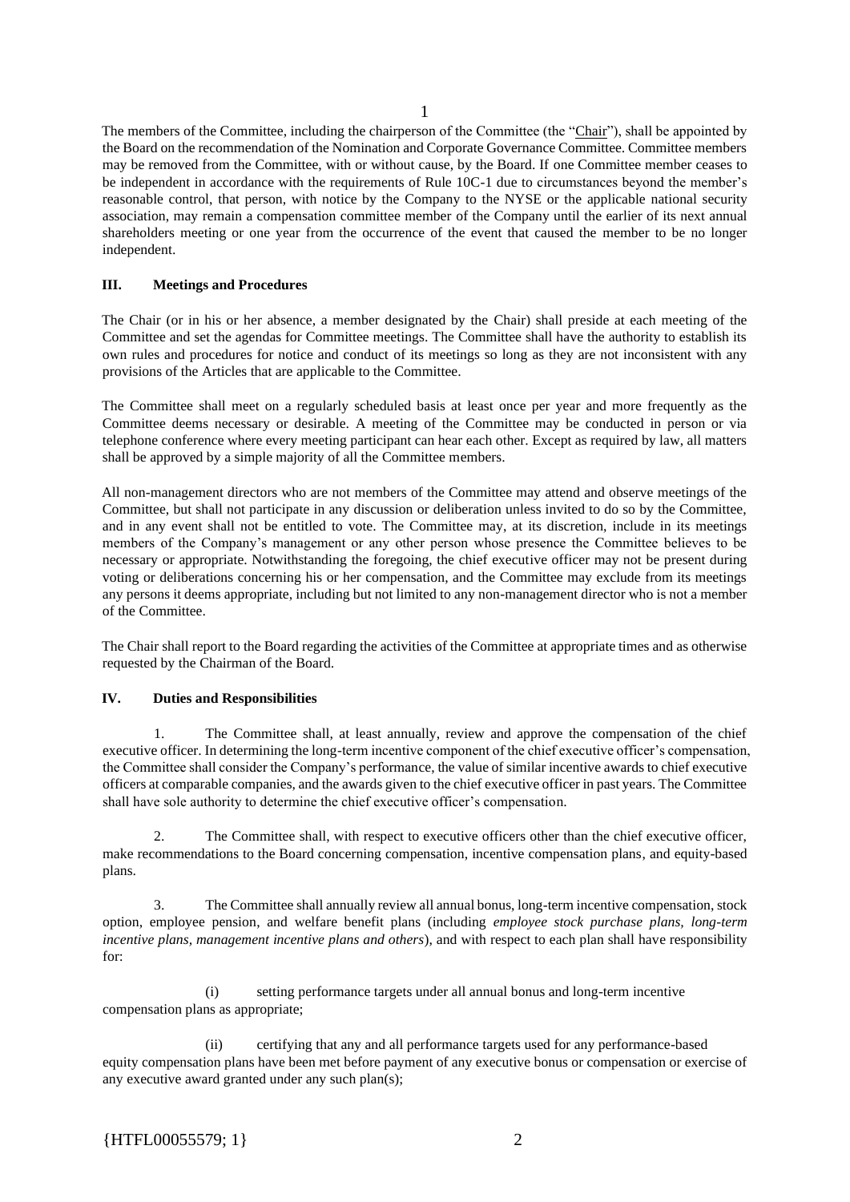The members of the Committee, including the chairperson of the Committee (the "Chair"), shall be appointed by the Board on the recommendation of the Nomination and Corporate Governance Committee. Committee members may be removed from the Committee, with or without cause, by the Board. If one Committee member ceases to be independent in accordance with the requirements of Rule 10C-1 due to circumstances beyond the member's reasonable control, that person, with notice by the Company to the NYSE or the applicable national security association, may remain a compensation committee member of the Company until the earlier of its next annual shareholders meeting or one year from the occurrence of the event that caused the member to be no longer independent.

## III. Meetings and Procedures

The Chair (or in his or her absence, a member designated by the Chair) shall preside at each meeting of the Committee and set the agendas for Committee meetings. The Committee shall have the authority to establish its own rules and procedures for notice and conduct of its meetings so long as they are not inconsistent with any provisions of the Articles that are applicable to the Committee.

The Committee shall meet on a regularly scheduled basis at least once per year and more frequently as the Committee deems necessary or desirable. A meeting of the Committee may be conducted in person or via telephone conference where every meeting participant can hear each other. Except as required by law, all matters shall be approved by a simple majority of all the Committee members.

All non-management directors who are not members of the Committee may attend and observe meetings of the Committee, but shall not participate in any discussion or deliberation unless invited to do so by the Committee, and in any event shall not be entitled to vote. The Committee may, at its discretion, include in its meetings members of the Company's management or any other person whose presence the Committee believes to be necessary or appropriate. Notwithstanding the foregoing, the chief executive officer may not be present during voting or deliberations concerning his or her compensation, and the Committee may exclude from its meetings any persons it deems appropriate, including but not limited to any non-management director who is not a member of the Committee.

The Chair shall report to the Board regarding the activities of the Committee at appropriate times and as otherwise requested by the Chairman of the Board.

## IV. Duties and Responsibilities

1. The Committee shall, at least annually, review and approve the compensation of the chief executive officer. In determining the long-term incentive component of the chief executive officer's compensation, the Committee shall consider the Company's performance, the value of similar incentive awards to chief executive officers at comparable companies, and the awards given to the chief executive officer in past years. The Committee shall have sole authority to determine the chief executive officer's compensation.

2. The Committee shall, with respect to executive officers other than the chief executive officer, make recommendations to the Board concerning compensation, incentive compensation plans, and equity-based plans.

3. The Committee shall annually review all annual bonus, long-term incentive compensation, stock option, employee pension, and welfare benefit plans (including *employee stock purchase plans, long-term incentive plans, management incentive plans and others*), and with respect to each plan shall have responsibility for:

   (i) setting performance targets under all annual bonus and long-term incentive compensation plans as appropriate;

   (ii) certifying that any and all performance targets used for any performance-based equity compensation plans have been met before payment of any executive bonus or compensation or exercise of any executive award granted under any such plan(s);

{HTFL00055579; 1}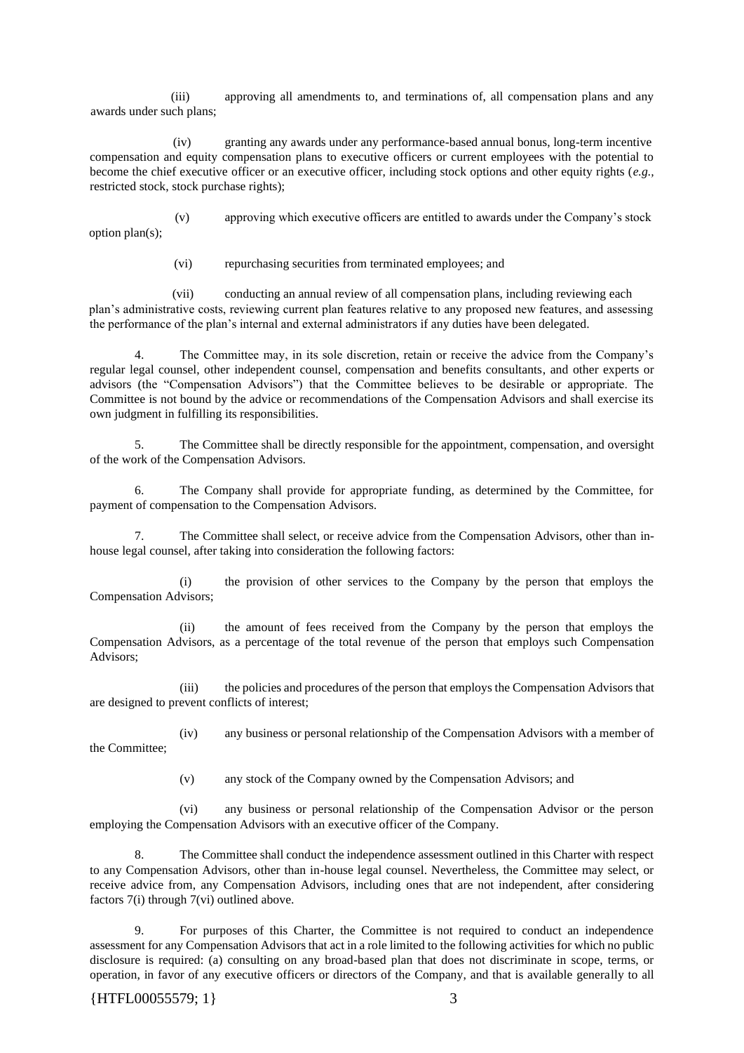(iii) approving all amendments to, and terminations of, all compensation plans and any awards under such plans;

(iv) granting any awards under any performance-based annual bonus, long-term incentive compensation and equity compensation plans to executive officers or current employees with the potential to become the chief executive officer or an executive officer, including stock options and other equity rights (*e.g.*, restricted stock, stock purchase rights);

(v) approving which executive officers are entitled to awards under the Company's stock option plan(s);

(vi) repurchasing securities from terminated employees; and

(vii) conducting an annual review of all compensation plans, including reviewing each plan's administrative costs, reviewing current plan features relative to any proposed new features, and assessing the performance of the plan's internal and external administrators if any duties have been delegated.

4. The Committee may, in its sole discretion, retain or receive the advice from the Company's regular legal counsel, other independent counsel, compensation and benefits consultants, and other experts or advisors (the "Compensation Advisors") that the Committee believes to be desirable or appropriate. The Committee is not bound by the advice or recommendations of the Compensation Advisors and shall exercise its own judgment in fulfilling its responsibilities.

5. The Committee shall be directly responsible for the appointment, compensation, and oversight of the work of the Compensation Advisors.

6. The Company shall provide for appropriate funding, as determined by the Committee, for payment of compensation to the Compensation Advisors.

7. The Committee shall select, or receive advice from the Compensation Advisors, other than in-house legal counsel, after taking into consideration the following factors:

(i) the provision of other services to the Company by the person that employs the Compensation Advisors;

(ii) the amount of fees received from the Company by the person that employs the Compensation Advisors, as a percentage of the total revenue of the person that employs such Compensation Advisors;

(iii) the policies and procedures of the person that employs the Compensation Advisors that are designed to prevent conflicts of interest;

(iv) any business or personal relationship of the Compensation Advisors with a member of the Committee;

(v) any stock of the Company owned by the Compensation Advisors; and

(vi) any business or personal relationship of the Compensation Advisor or the person employing the Compensation Advisors with an executive officer of the Company.

8. The Committee shall conduct the independence assessment outlined in this Charter with respect to any Compensation Advisors, other than in-house legal counsel. Nevertheless, the Committee may select, or receive advice from, any Compensation Advisors, including ones that are not independent, after considering factors 7(i) through 7(vi) outlined above.

9. For purposes of this Charter, the Committee is not required to conduct an independence assessment for any Compensation Advisors that act in a role limited to the following activities for which no public disclosure is required: (a) consulting on any broad-based plan that does not discriminate in scope, terms, or operation, in favor of any executive officers or directors of the Company, and that is available generally to all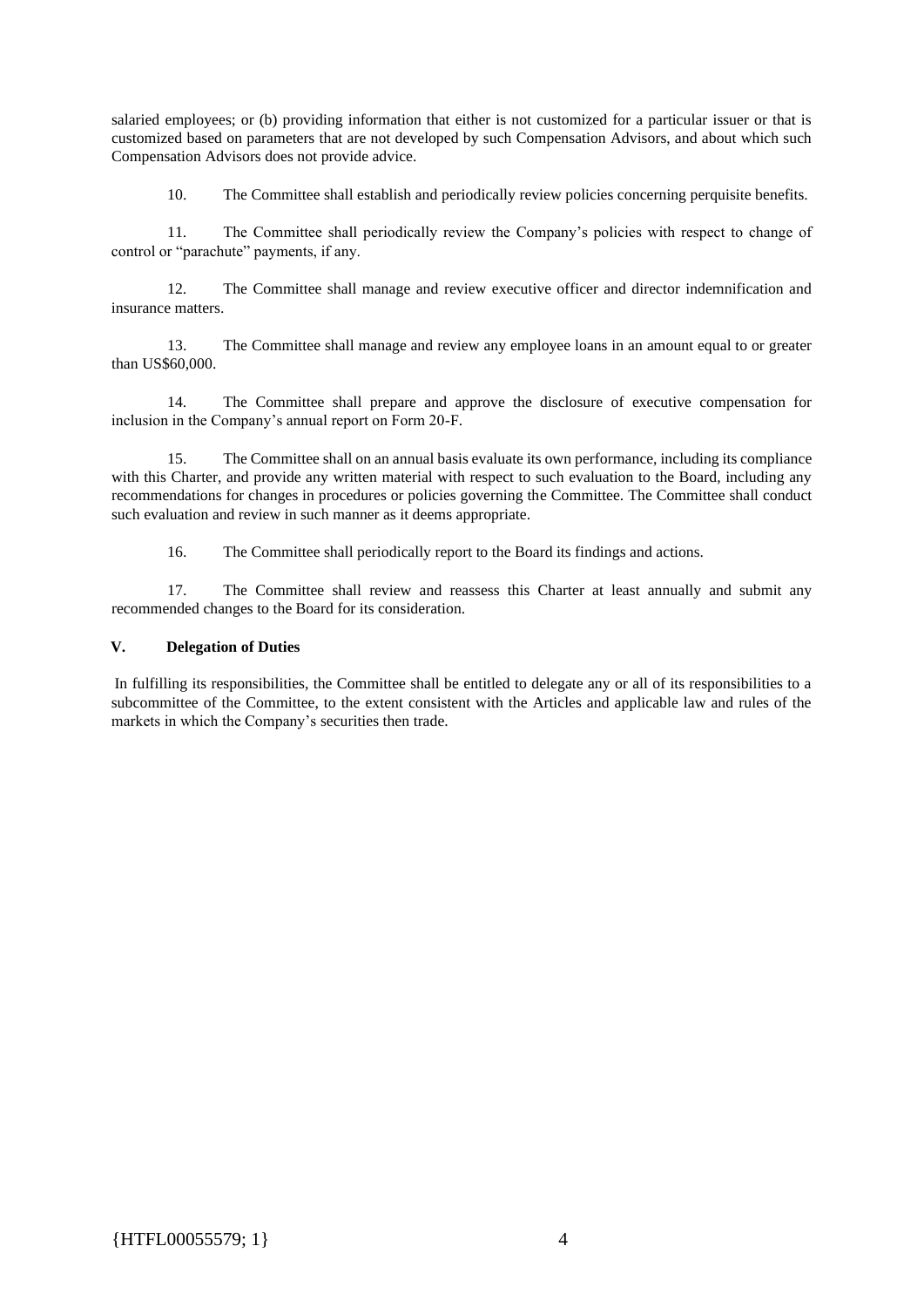salaried employees; or (b) providing information that either is not customized for a particular issuer or that is customized based on parameters that are not developed by such Compensation Advisors, and about which such Compensation Advisors does not provide advice.

10. The Committee shall establish and periodically review policies concerning perquisite benefits.

11. The Committee shall periodically review the Company's policies with respect to change of control or "parachute" payments, if any.

12. The Committee shall manage and review executive officer and director indemnification and insurance matters.

13. The Committee shall manage and review any employee loans in an amount equal to or greater than US$60,000.

14. The Committee shall prepare and approve the disclosure of executive compensation for inclusion in the Company's annual report on Form 20-F.

15. The Committee shall on an annual basis evaluate its own performance, including its compliance with this Charter, and provide any written material with respect to such evaluation to the Board, including any recommendations for changes in procedures or policies governing the Committee. The Committee shall conduct such evaluation and review in such manner as it deems appropriate.

16. The Committee shall periodically report to the Board its findings and actions.

17. The Committee shall review and reassess this Charter at least annually and submit any recommended changes to the Board for its consideration.

## V. Delegation of Duties

In fulfilling its responsibilities, the Committee shall be entitled to delegate any or all of its responsibilities to a subcommittee of the Committee, to the extent consistent with the Articles and applicable law and rules of the markets in which the Company's securities then trade.

{HTFL00055579; 1}